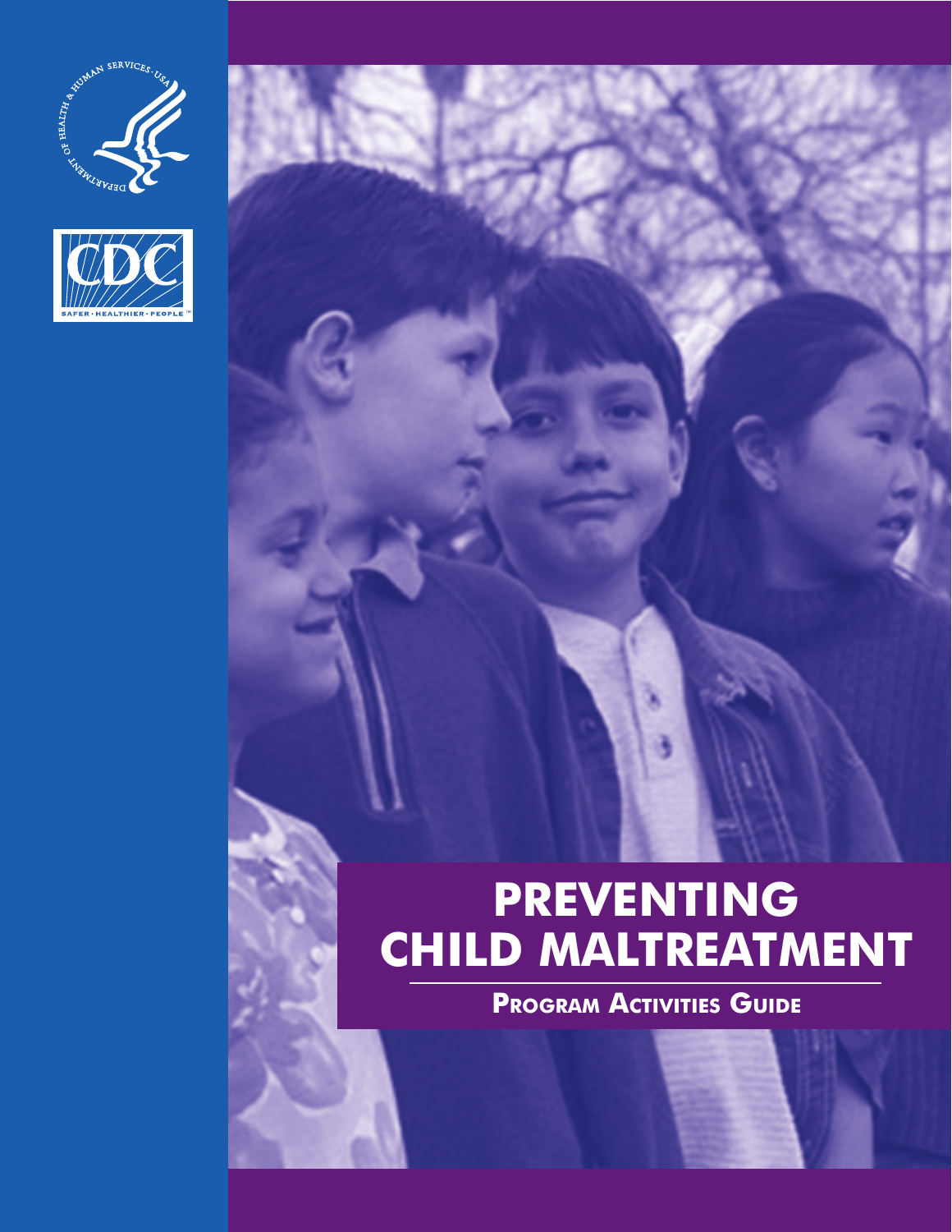# PREVENTING CHILD MALTREATMENT

## PROGRAM ACTIVITIES GUIDE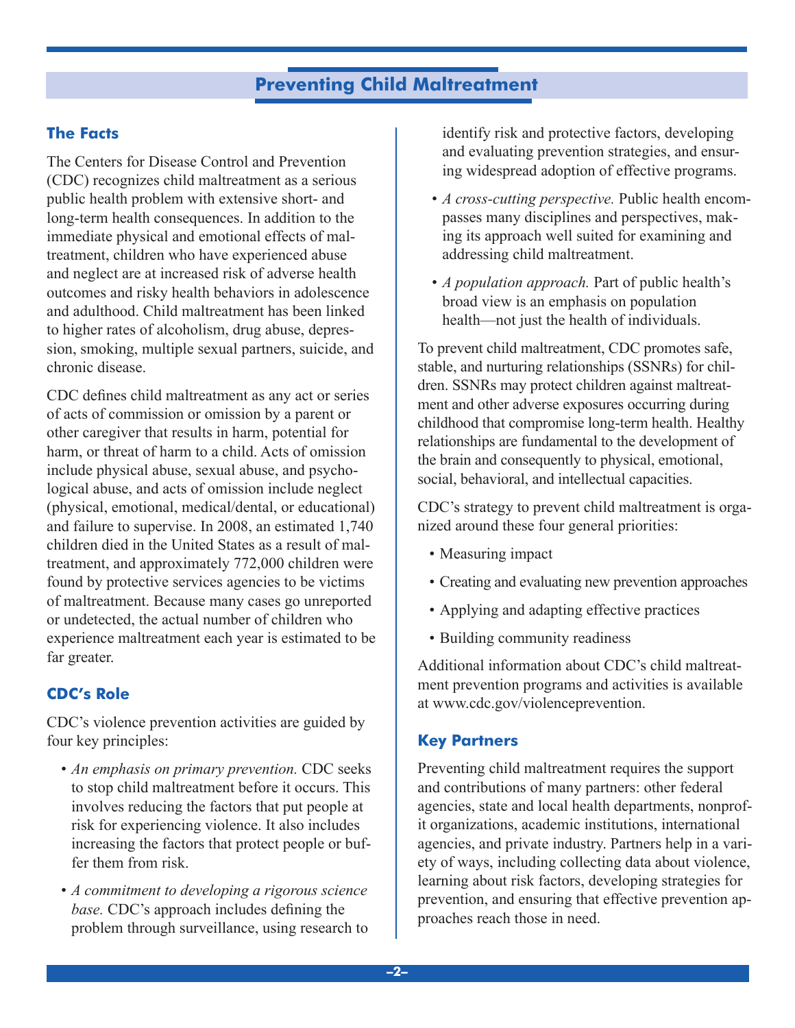# Preventing Child Maltreatment

## The Facts

The Centers for Disease Control and Prevention (CDC) recognizes child maltreatment as a serious public health problem with extensive short- and long-term health consequences. In addition to the immediate physical and emotional effects of maltreatment, children who have experienced abuse and neglect are at increased risk of adverse health outcomes and risky health behaviors in adolescence and adulthood. Child maltreatment has been linked to higher rates of alcoholism, drug abuse, depression, smoking, multiple sexual partners, suicide, and chronic disease.

CDC defines child maltreatment as any act or series of acts of commission or omission by a parent or other caregiver that results in harm, potential for harm, or threat of harm to a child. Acts of omission include physical abuse, sexual abuse, and psychological abuse, and acts of omission include neglect (physical, emotional, medical/dental, or educational) and failure to supervise. In 2008, an estimated 1,740 children died in the United States as a result of maltreatment, and approximately 772,000 children were found by protective services agencies to be victims of maltreatment. Because many cases go unreported or undetected, the actual number of children who experience maltreatment each year is estimated to be far greater.

## CDC's Role

CDC's violence prevention activities are guided by four key principles:

- *An emphasis on primary prevention.* CDC seeks to stop child maltreatment before it occurs. This involves reducing the factors that put people at risk for experiencing violence. It also includes increasing the factors that protect people or buffer them from risk.
- *A commitment to developing a rigorous science base.* CDC's approach includes defining the problem through surveillance, using research to identify risk and protective factors, developing and evaluating prevention strategies, and ensuring widespread adoption of effective programs.
- *A cross-cutting perspective.* Public health encompasses many disciplines and perspectives, making its approach well suited for examining and addressing child maltreatment.
- *A population approach.* Part of public health's broad view is an emphasis on population health—not just the health of individuals.

To prevent child maltreatment, CDC promotes safe, stable, and nurturing relationships (SSNRs) for children. SSNRs may protect children against maltreatment and other adverse exposures occurring during childhood that compromise long-term health. Healthy relationships are fundamental to the development of the brain and consequently to physical, emotional, social, behavioral, and intellectual capacities.

CDC's strategy to prevent child maltreatment is organized around these four general priorities:

- Measuring impact
- Creating and evaluating new prevention approaches
- Applying and adapting effective practices
- Building community readiness

Additional information about CDC's child maltreatment prevention programs and activities is available at www.cdc.gov/violenceprevention.

## Key Partners

Preventing child maltreatment requires the support and contributions of many partners: other federal agencies, state and local health departments, nonprofit organizations, academic institutions, international agencies, and private industry. Partners help in a variety of ways, including collecting data about violence, learning about risk factors, developing strategies for prevention, and ensuring that effective prevention approaches reach those in need.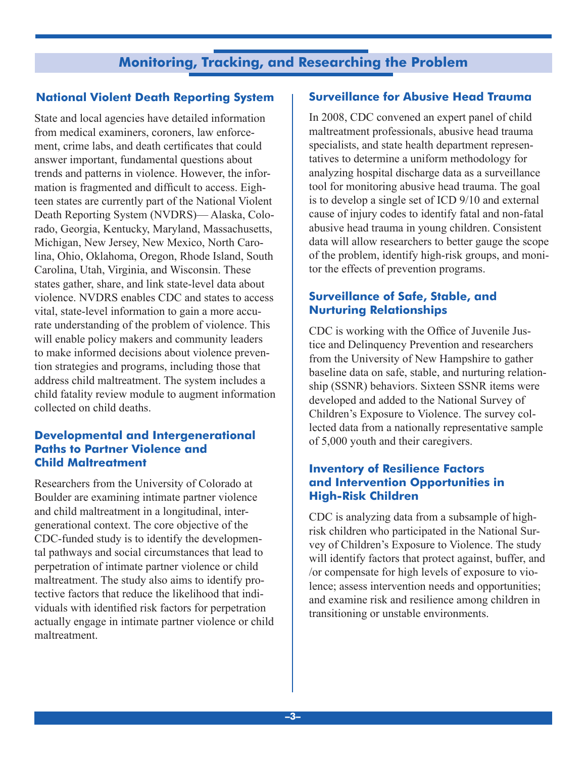## Monitoring, Tracking, and Researching the Problem

### National Violent Death Reporting System

State and local agencies have detailed information from medical examiners, coroners, law enforcement, crime labs, and death certificates that could answer important, fundamental questions about trends and patterns in violence. However, the information is fragmented and difficult to access. Eighteen states are currently part of the National Violent Death Reporting System (NVDRS)— Alaska, Colorado, Georgia, Kentucky, Maryland, Massachusetts, Michigan, New Jersey, New Mexico, North Carolina, Ohio, Oklahoma, Oregon, Rhode Island, South Carolina, Utah, Virginia, and Wisconsin. These states gather, share, and link state-level data about violence. NVDRS enables CDC and states to access vital, state-level information to gain a more accurate understanding of the problem of violence. This will enable policy makers and community leaders to make informed decisions about violence prevention strategies and programs, including those that address child maltreatment. The system includes a child fatality review module to augment information collected on child deaths.

### Developmental and Intergenerational Paths to Partner Violence and Child Maltreatment

Researchers from the University of Colorado at Boulder are examining intimate partner violence and child maltreatment in a longitudinal, intergenerational context. The core objective of the CDC-funded study is to identify the developmental pathways and social circumstances that lead to perpetration of intimate partner violence or child maltreatment. The study also aims to identify protective factors that reduce the likelihood that individuals with identified risk factors for perpetration actually engage in intimate partner violence or child maltreatment.

### Surveillance for Abusive Head Trauma

In 2008, CDC convened an expert panel of child maltreatment professionals, abusive head trauma specialists, and state health department representatives to determine a uniform methodology for analyzing hospital discharge data as a surveillance tool for monitoring abusive head trauma. The goal is to develop a single set of ICD 9/10 and external cause of injury codes to identify fatal and non-fatal abusive head trauma in young children. Consistent data will allow researchers to better gauge the scope of the problem, identify high-risk groups, and monitor the effects of prevention programs.

### Surveillance of Safe, Stable, and Nurturing Relationships

CDC is working with the Office of Juvenile Justice and Delinquency Prevention and researchers from the University of New Hampshire to gather baseline data on safe, stable, and nurturing relationship (SSNR) behaviors. Sixteen SSNR items were developed and added to the National Survey of Children's Exposure to Violence. The survey collected data from a nationally representative sample of 5,000 youth and their caregivers.

### Inventory of Resilience Factors and Intervention Opportunities in High-Risk Children

CDC is analyzing data from a subsample of high-risk children who participated in the National Survey of Children's Exposure to Violence. The study will identify factors that protect against, buffer, and /or compensate for high levels of exposure to violence; assess intervention needs and opportunities; and examine risk and resilience among children in transitioning or unstable environments.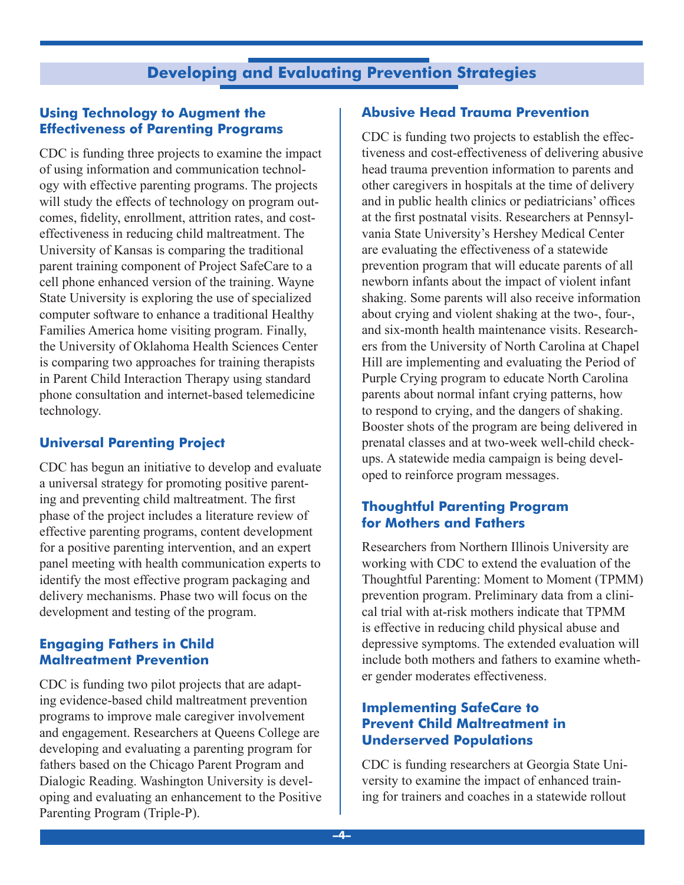## Developing and Evaluating Prevention Strategies

### Using Technology to Augment the Effectiveness of Parenting Programs

CDC is funding three projects to examine the impact of using information and communication technology with effective parenting programs. The projects will study the effects of technology on program outcomes, fidelity, enrollment, attrition rates, and cost-effectiveness in reducing child maltreatment. The University of Kansas is comparing the traditional parent training component of Project SafeCare to a cell phone enhanced version of the training. Wayne State University is exploring the use of specialized computer software to enhance a traditional Healthy Families America home visiting program. Finally, the University of Oklahoma Health Sciences Center is comparing two approaches for training therapists in Parent Child Interaction Therapy using standard phone consultation and internet-based telemedicine technology.

### Universal Parenting Project

CDC has begun an initiative to develop and evaluate a universal strategy for promoting positive parenting and preventing child maltreatment. The first phase of the project includes a literature review of effective parenting programs, content development for a positive parenting intervention, and an expert panel meeting with health communication experts to identify the most effective program packaging and delivery mechanisms. Phase two will focus on the development and testing of the program.

### Engaging Fathers in Child Maltreatment Prevention

CDC is funding two pilot projects that are adapting evidence-based child maltreatment prevention programs to improve male caregiver involvement and engagement. Researchers at Queens College are developing and evaluating a parenting program for fathers based on the Chicago Parent Program and Dialogic Reading. Washington University is developing and evaluating an enhancement to the Positive Parenting Program (Triple-P).

### Abusive Head Trauma Prevention

CDC is funding two projects to establish the effectiveness and cost-effectiveness of delivering abusive head trauma prevention information to parents and other caregivers in hospitals at the time of delivery and in public health clinics or pediatricians' offices at the first postnatal visits. Researchers at Pennsylvania State University's Hershey Medical Center are evaluating the effectiveness of a statewide prevention program that will educate parents of all newborn infants about the impact of violent infant shaking. Some parents will also receive information about crying and violent shaking at the two-, four-, and six-month health maintenance visits. Researchers from the University of North Carolina at Chapel Hill are implementing and evaluating the Period of Purple Crying program to educate North Carolina parents about normal infant crying patterns, how to respond to crying, and the dangers of shaking. Booster shots of the program are being delivered in prenatal classes and at two-week well-child checkups. A statewide media campaign is being developed to reinforce program messages.

### Thoughtful Parenting Program for Mothers and Fathers

Researchers from Northern Illinois University are working with CDC to extend the evaluation of the Thoughtful Parenting: Moment to Moment (TPMM) prevention program. Preliminary data from a clinical trial with at-risk mothers indicate that TPMM is effective in reducing child physical abuse and depressive symptoms. The extended evaluation will include both mothers and fathers to examine whether gender moderates effectiveness.

### Implementing SafeCare to Prevent Child Maltreatment in Underserved Populations

CDC is funding researchers at Georgia State University to examine the impact of enhanced training for trainers and coaches in a statewide rollout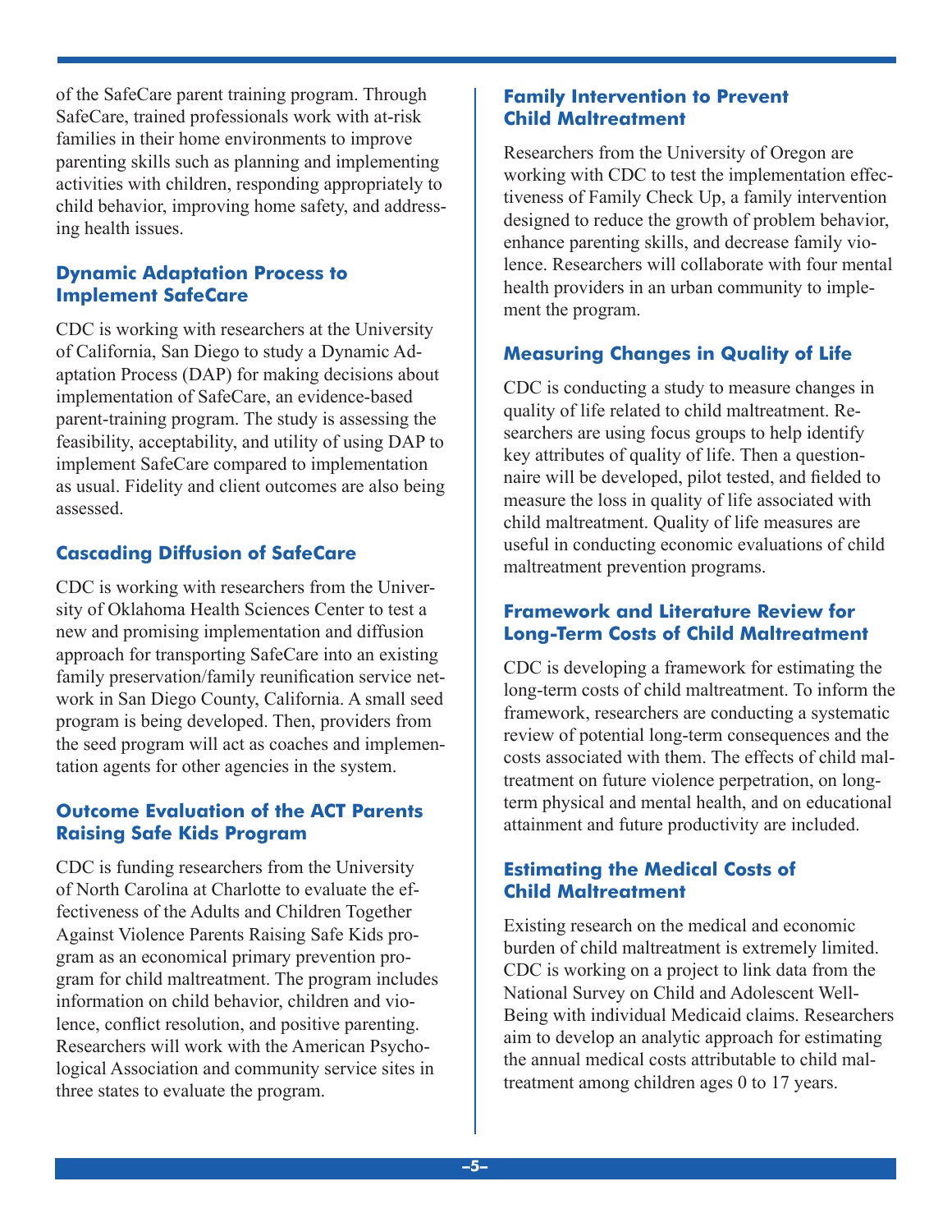of the SafeCare parent training program. Through SafeCare, trained professionals work with at-risk families in their home environments to improve parenting skills such as planning and implementing activities with children, responding appropriately to child behavior, improving home safety, and addressing health issues.

### Dynamic Adaptation Process to Implement SafeCare

CDC is working with researchers at the University of California, San Diego to study a Dynamic Adaptation Process (DAP) for making decisions about implementation of SafeCare, an evidence-based parent-training program. The study is assessing the feasibility, acceptability, and utility of using DAP to implement SafeCare compared to implementation as usual. Fidelity and client outcomes are also being assessed.

### Cascading Diffusion of SafeCare

CDC is working with researchers from the University of Oklahoma Health Sciences Center to test a new and promising implementation and diffusion approach for transporting SafeCare into an existing family preservation/family reunification service network in San Diego County, California. A small seed program is being developed. Then, providers from the seed program will act as coaches and implementation agents for other agencies in the system.

### Outcome Evaluation of the ACT Parents Raising Safe Kids Program

CDC is funding researchers from the University of North Carolina at Charlotte to evaluate the effectiveness of the Adults and Children Together Against Violence Parents Raising Safe Kids program as an economical primary prevention program for child maltreatment. The program includes information on child behavior, children and violence, conflict resolution, and positive parenting. Researchers will work with the American Psychological Association and community service sites in three states to evaluate the program.

### Family Intervention to Prevent Child Maltreatment

Researchers from the University of Oregon are working with CDC to test the implementation effectiveness of Family Check Up, a family intervention designed to reduce the growth of problem behavior, enhance parenting skills, and decrease family violence. Researchers will collaborate with four mental health providers in an urban community to implement the program.

### Measuring Changes in Quality of Life

CDC is conducting a study to measure changes in quality of life related to child maltreatment. Researchers are using focus groups to help identify key attributes of quality of life. Then a questionnaire will be developed, pilot tested, and fielded to measure the loss in quality of life associated with child maltreatment. Quality of life measures are useful in conducting economic evaluations of child maltreatment prevention programs.

### Framework and Literature Review for Long-Term Costs of Child Maltreatment

CDC is developing a framework for estimating the long-term costs of child maltreatment. To inform the framework, researchers are conducting a systematic review of potential long-term consequences and the costs associated with them. The effects of child maltreatment on future violence perpetration, on long-term physical and mental health, and on educational attainment and future productivity are included.

### Estimating the Medical Costs of Child Maltreatment

Existing research on the medical and economic burden of child maltreatment is extremely limited. CDC is working on a project to link data from the National Survey on Child and Adolescent Well-Being with individual Medicaid claims. Researchers aim to develop an analytic approach for estimating the annual medical costs attributable to child maltreatment among children ages 0 to 17 years.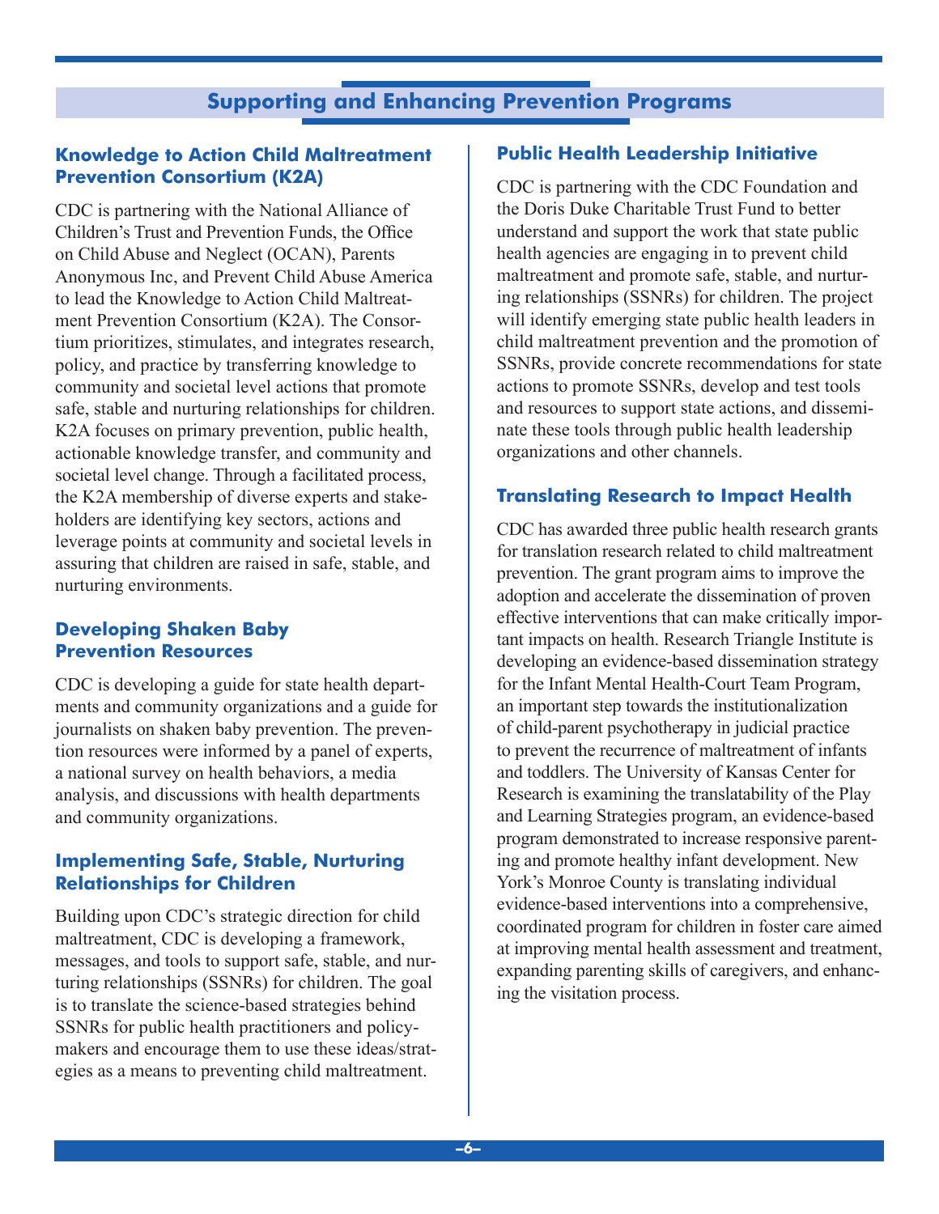## Supporting and Enhancing Prevention Programs

### Knowledge to Action Child Maltreatment Prevention Consortium (K2A)

CDC is partnering with the National Alliance of Children's Trust and Prevention Funds, the Office on Child Abuse and Neglect (OCAN), Parents Anonymous Inc, and Prevent Child Abuse America to lead the Knowledge to Action Child Maltreatment Prevention Consortium (K2A). The Consortium prioritizes, stimulates, and integrates research, policy, and practice by transferring knowledge to community and societal level actions that promote safe, stable and nurturing relationships for children. K2A focuses on primary prevention, public health, actionable knowledge transfer, and community and societal level change. Through a facilitated process, the K2A membership of diverse experts and stakeholders are identifying key sectors, actions and leverage points at community and societal levels in assuring that children are raised in safe, stable, and nurturing environments.

### Developing Shaken Baby Prevention Resources

CDC is developing a guide for state health departments and community organizations and a guide for journalists on shaken baby prevention. The prevention resources were informed by a panel of experts, a national survey on health behaviors, a media analysis, and discussions with health departments and community organizations.

### Implementing Safe, Stable, Nurturing Relationships for Children

Building upon CDC's strategic direction for child maltreatment, CDC is developing a framework, messages, and tools to support safe, stable, and nurturing relationships (SSNRs) for children. The goal is to translate the science-based strategies behind SSNRs for public health practitioners and policymakers and encourage them to use these ideas/strategies as a means to preventing child maltreatment.

### Public Health Leadership Initiative

CDC is partnering with the CDC Foundation and the Doris Duke Charitable Trust Fund to better understand and support the work that state public health agencies are engaging in to prevent child maltreatment and promote safe, stable, and nurturing relationships (SSNRs) for children. The project will identify emerging state public health leaders in child maltreatment prevention and the promotion of SSNRs, provide concrete recommendations for state actions to promote SSNRs, develop and test tools and resources to support state actions, and disseminate these tools through public health leadership organizations and other channels.

### Translating Research to Impact Health

CDC has awarded three public health research grants for translation research related to child maltreatment prevention. The grant program aims to improve the adoption and accelerate the dissemination of proven effective interventions that can make critically important impacts on health. Research Triangle Institute is developing an evidence-based dissemination strategy for the Infant Mental Health-Court Team Program, an important step towards the institutionalization of child-parent psychotherapy in judicial practice to prevent the recurrence of maltreatment of infants and toddlers. The University of Kansas Center for Research is examining the translatability of the Play and Learning Strategies program, an evidence-based program demonstrated to increase responsive parenting and promote healthy infant development. New York's Monroe County is translating individual evidence-based interventions into a comprehensive, coordinated program for children in foster care aimed at improving mental health assessment and treatment, expanding parenting skills of caregivers, and enhancing the visitation process.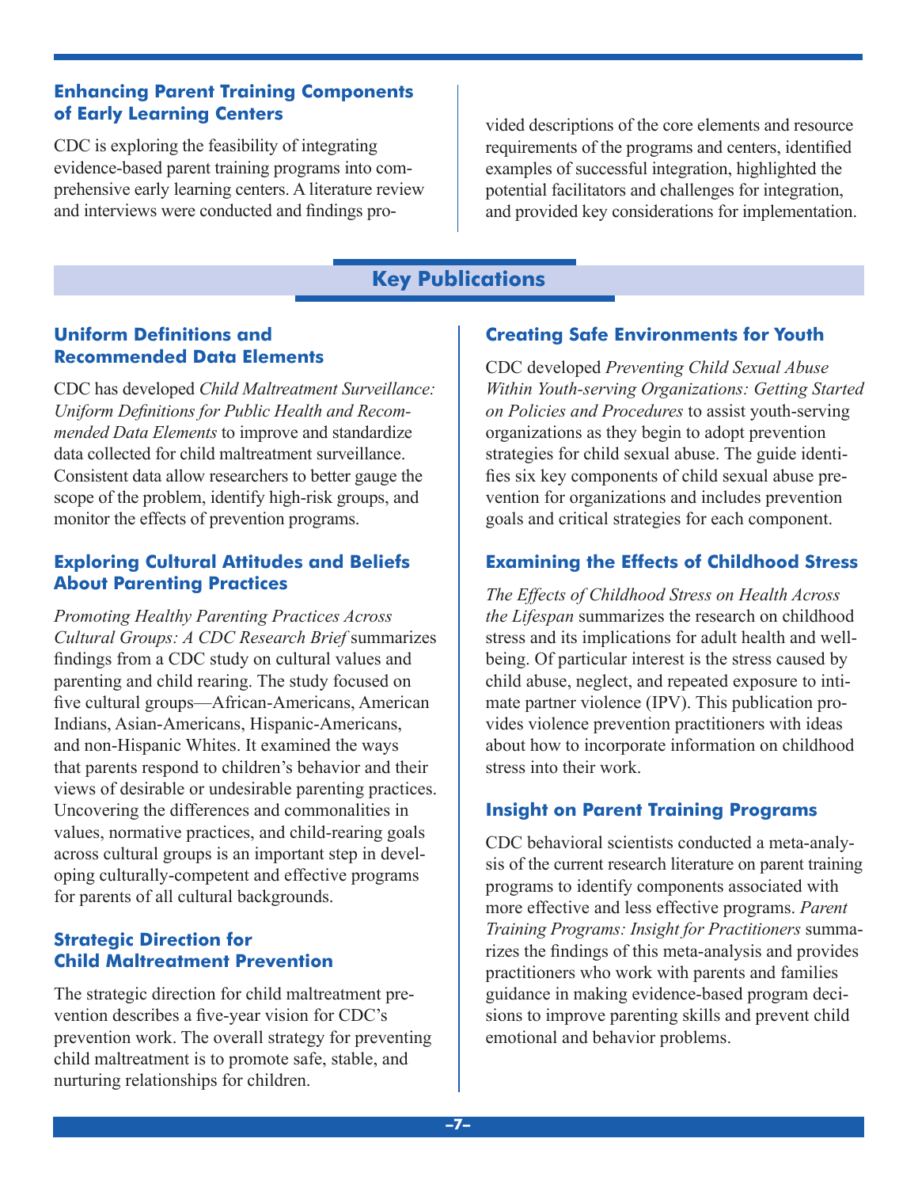### Enhancing Parent Training Components of Early Learning Centers

CDC is exploring the feasibility of integrating evidence-based parent training programs into comprehensive early learning centers. A literature review and interviews were conducted and findings provided descriptions of the core elements and resource requirements of the programs and centers, identified examples of successful integration, highlighted the potential facilitators and challenges for integration, and provided key considerations for implementation.

## Key Publications

### Uniform Definitions and Recommended Data Elements

CDC has developed *Child Maltreatment Surveillance: Uniform Definitions for Public Health and Recommended Data Elements* to improve and standardize data collected for child maltreatment surveillance. Consistent data allow researchers to better gauge the scope of the problem, identify high-risk groups, and monitor the effects of prevention programs.

### Exploring Cultural Attitudes and Beliefs About Parenting Practices

*Promoting Healthy Parenting Practices Across Cultural Groups: A CDC Research Brief* summarizes findings from a CDC study on cultural values and parenting and child rearing. The study focused on five cultural groups—African-Americans, American Indians, Asian-Americans, Hispanic-Americans, and non-Hispanic Whites. It examined the ways that parents respond to children's behavior and their views of desirable or undesirable parenting practices. Uncovering the differences and commonalities in values, normative practices, and child-rearing goals across cultural groups is an important step in developing culturally-competent and effective programs for parents of all cultural backgrounds.

### Strategic Direction for Child Maltreatment Prevention

The strategic direction for child maltreatment prevention describes a five-year vision for CDC's prevention work. The overall strategy for preventing child maltreatment is to promote safe, stable, and nurturing relationships for children.

### Creating Safe Environments for Youth

CDC developed *Preventing Child Sexual Abuse Within Youth-serving Organizations: Getting Started on Policies and Procedures* to assist youth-serving organizations as they begin to adopt prevention strategies for child sexual abuse. The guide identifies six key components of child sexual abuse prevention for organizations and includes prevention goals and critical strategies for each component.

### Examining the Effects of Childhood Stress

*The Effects of Childhood Stress on Health Across the Lifespan* summarizes the research on childhood stress and its implications for adult health and well-being. Of particular interest is the stress caused by child abuse, neglect, and repeated exposure to intimate partner violence (IPV). This publication provides violence prevention practitioners with ideas about how to incorporate information on childhood stress into their work.

### Insight on Parent Training Programs

CDC behavioral scientists conducted a meta-analysis of the current research literature on parent training programs to identify components associated with more effective and less effective programs. *Parent Training Programs: Insight for Practitioners* summarizes the findings of this meta-analysis and provides practitioners who work with parents and families guidance in making evidence-based program decisions to improve parenting skills and prevent child emotional and behavior problems.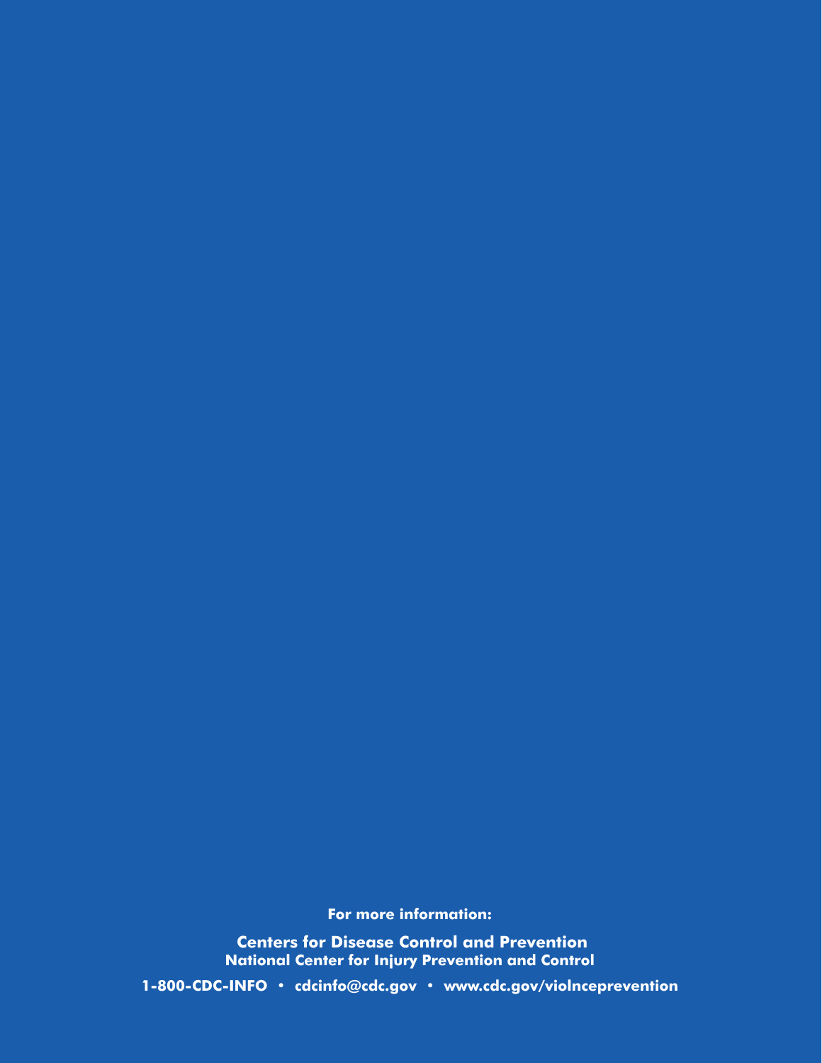**For more information:**

**Centers for Disease Control and Prevention**
**National Center for Injury Prevention and Control**

**1-800-CDC-INFO • cdcinfo@cdc.gov • www.cdc.gov/violnceprevention**